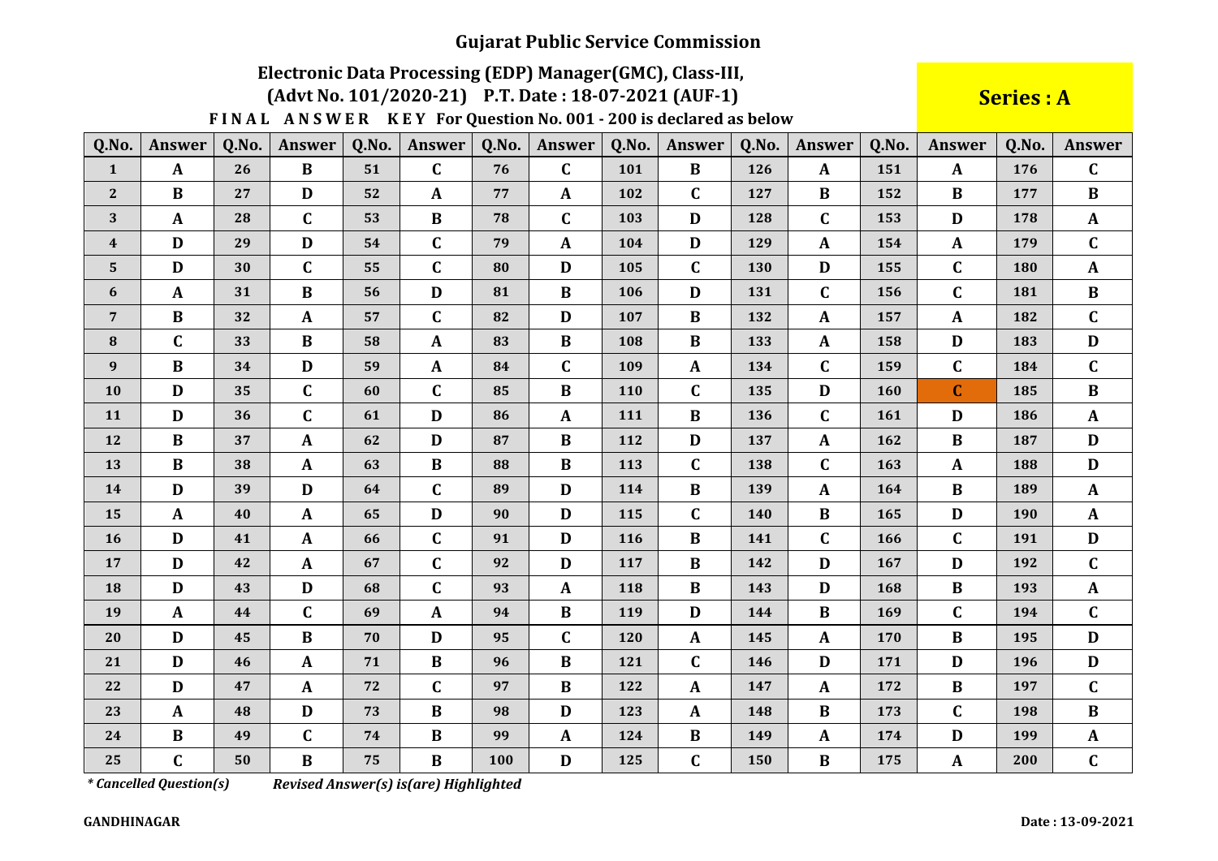# Gujarat Public Service Commission

## Electronic Data Processing (EDP) Manager(GMC), Class-III,

### (Advt No. 101/2020-21) P.T. Date : 18-07-2021 (AUF-1)

**Series : A**

**FINAL ANSWER KEY For Question No. 001 - 200 is declared as below**

| Q.No. | Answer | Q.No. | Answer | Q.No. | Answer | Q.No. | Answer | Q.No. | Answer | Q.No. | Answer | Q.No. | Answer | Q.No. | Answer |
|---|---|---|---|---|---|---|---|---|---|---|---|---|---|---|---|
| 1 | A | 26 | B | 51 | C | 76 | C | 101 | B | 126 | A | 151 | A | 176 | C |
| 2 | B | 27 | D | 52 | A | 77 | A | 102 | C | 127 | B | 152 | B | 177 | B |
| 3 | A | 28 | C | 53 | B | 78 | C | 103 | D | 128 | C | 153 | D | 178 | A |
| 4 | D | 29 | D | 54 | C | 79 | A | 104 | D | 129 | A | 154 | A | 179 | C |
| 5 | D | 30 | C | 55 | C | 80 | D | 105 | C | 130 | D | 155 | C | 180 | A |
| 6 | A | 31 | B | 56 | D | 81 | B | 106 | D | 131 | C | 156 | C | 181 | B |
| 7 | B | 32 | A | 57 | C | 82 | D | 107 | B | 132 | A | 157 | A | 182 | C |
| 8 | C | 33 | B | 58 | A | 83 | B | 108 | B | 133 | A | 158 | D | 183 | D |
| 9 | B | 34 | D | 59 | A | 84 | C | 109 | A | 134 | C | 159 | C | 184 | C |
| 10 | D | 35 | C | 60 | C | 85 | B | 110 | C | 135 | D | 160 | C | 185 | B |
| 11 | D | 36 | C | 61 | D | 86 | A | 111 | B | 136 | C | 161 | D | 186 | A |
| 12 | B | 37 | A | 62 | D | 87 | B | 112 | D | 137 | A | 162 | B | 187 | D |
| 13 | B | 38 | A | 63 | B | 88 | B | 113 | C | 138 | C | 163 | A | 188 | D |
| 14 | D | 39 | D | 64 | C | 89 | D | 114 | B | 139 | A | 164 | B | 189 | A |
| 15 | A | 40 | A | 65 | D | 90 | D | 115 | C | 140 | B | 165 | D | 190 | A |
| 16 | D | 41 | A | 66 | C | 91 | D | 116 | B | 141 | C | 166 | C | 191 | D |
| 17 | D | 42 | A | 67 | C | 92 | D | 117 | B | 142 | D | 167 | D | 192 | C |
| 18 | D | 43 | D | 68 | C | 93 | A | 118 | B | 143 | D | 168 | B | 193 | A |
| 19 | A | 44 | C | 69 | A | 94 | B | 119 | D | 144 | B | 169 | C | 194 | C |
| 20 | D | 45 | B | 70 | D | 95 | C | 120 | A | 145 | A | 170 | B | 195 | D |
| 21 | D | 46 | A | 71 | B | 96 | B | 121 | C | 146 | D | 171 | D | 196 | D |
| 22 | D | 47 | A | 72 | C | 97 | B | 122 | A | 147 | A | 172 | B | 197 | C |
| 23 | A | 48 | D | 73 | B | 98 | D | 123 | A | 148 | B | 173 | C | 198 | B |
| 24 | B | 49 | C | 74 | B | 99 | A | 124 | B | 149 | A | 174 | D | 199 | A |
| 25 | C | 50 | B | 75 | B | 100 | D | 125 | C | 150 | B | 175 | A | 200 | C |

*\* Cancelled Question(s)*  *Revised Answer(s) is(are) Highlighted*

**GANDHINAGAR**

**Date : 13-09-2021**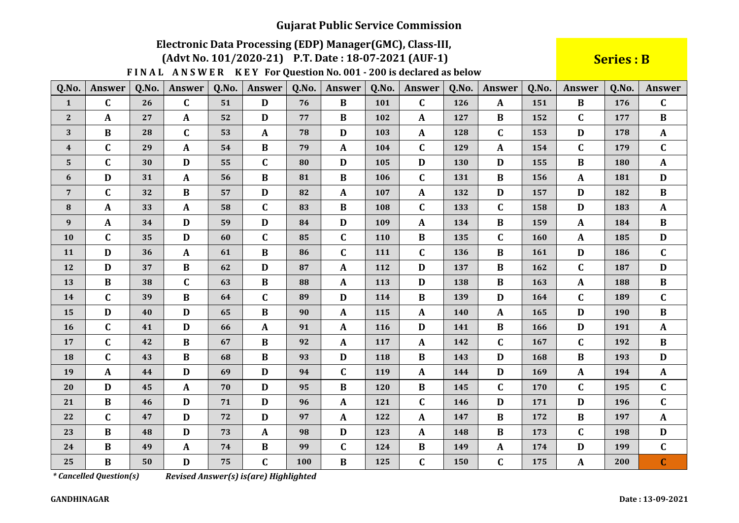# Gujarat Public Service Commission

## Electronic Data Processing (EDP) Manager(GMC), Class-III,

## (Advt No. 101/2020-21) P.T. Date : 18-07-2021 (AUF-1)

**Series : B**

**FINAL ANSWER KEY For Question No. 001 - 200 is declared as below**

| Q.No. | Answer | Q.No. | Answer | Q.No. | Answer | Q.No. | Answer | Q.No. | Answer | Q.No. | Answer | Q.No. | Answer | Q.No. | Answer |
|---|---|---|---|---|---|---|---|---|---|---|---|---|---|---|---|
| 1 | C | 26 | C | 51 | D | 76 | B | 101 | C | 126 | A | 151 | B | 176 | C |
| 2 | A | 27 | A | 52 | D | 77 | B | 102 | A | 127 | B | 152 | C | 177 | B |
| 3 | B | 28 | C | 53 | A | 78 | D | 103 | A | 128 | C | 153 | D | 178 | A |
| 4 | C | 29 | A | 54 | B | 79 | A | 104 | C | 129 | A | 154 | C | 179 | C |
| 5 | C | 30 | D | 55 | C | 80 | D | 105 | D | 130 | D | 155 | B | 180 | A |
| 6 | D | 31 | A | 56 | B | 81 | B | 106 | C | 131 | B | 156 | A | 181 | D |
| 7 | C | 32 | B | 57 | D | 82 | A | 107 | A | 132 | D | 157 | D | 182 | B |
| 8 | A | 33 | A | 58 | C | 83 | B | 108 | C | 133 | C | 158 | D | 183 | A |
| 9 | A | 34 | D | 59 | D | 84 | D | 109 | A | 134 | B | 159 | A | 184 | B |
| 10 | C | 35 | D | 60 | C | 85 | C | 110 | B | 135 | C | 160 | A | 185 | D |
| 11 | D | 36 | A | 61 | B | 86 | C | 111 | C | 136 | B | 161 | D | 186 | C |
| 12 | D | 37 | B | 62 | D | 87 | A | 112 | D | 137 | B | 162 | C | 187 | D |
| 13 | B | 38 | C | 63 | B | 88 | A | 113 | D | 138 | B | 163 | A | 188 | B |
| 14 | C | 39 | B | 64 | C | 89 | D | 114 | B | 139 | D | 164 | C | 189 | C |
| 15 | D | 40 | D | 65 | B | 90 | A | 115 | A | 140 | A | 165 | D | 190 | B |
| 16 | C | 41 | D | 66 | A | 91 | A | 116 | D | 141 | B | 166 | D | 191 | A |
| 17 | C | 42 | B | 67 | B | 92 | A | 117 | A | 142 | C | 167 | C | 192 | B |
| 18 | C | 43 | B | 68 | B | 93 | D | 118 | B | 143 | D | 168 | B | 193 | D |
| 19 | A | 44 | D | 69 | D | 94 | C | 119 | A | 144 | D | 169 | A | 194 | A |
| 20 | D | 45 | A | 70 | D | 95 | B | 120 | B | 145 | C | 170 | C | 195 | C |
| 21 | B | 46 | D | 71 | D | 96 | A | 121 | C | 146 | D | 171 | D | 196 | C |
| 22 | C | 47 | D | 72 | D | 97 | A | 122 | A | 147 | B | 172 | B | 197 | A |
| 23 | B | 48 | D | 73 | A | 98 | D | 123 | A | 148 | B | 173 | C | 198 | D |
| 24 | B | 49 | A | 74 | B | 99 | C | 124 | B | 149 | A | 174 | D | 199 | C |
| 25 | B | 50 | D | 75 | C | 100 | B | 125 | C | 150 | C | 175 | A | 200 | C |

*\* Cancelled Question(s)*   *Revised Answer(s) is(are) Highlighted*

**GANDHINAGAR**

**Date : 13-09-2021**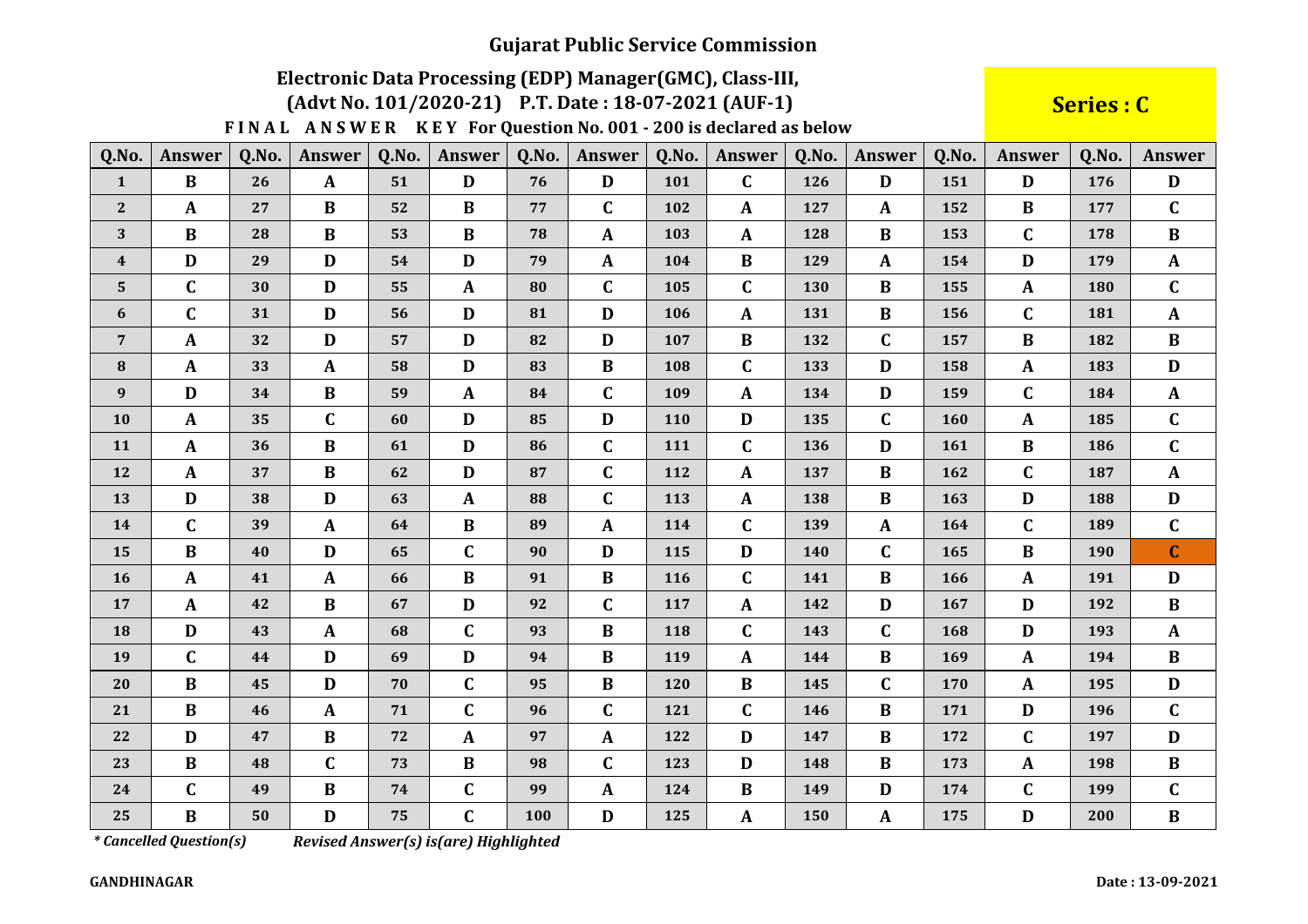# Gujarat Public Service Commission

## Electronic Data Processing (EDP) Manager(GMC), Class-III,

## (Advt No. 101/2020-21) P.T. Date : 18-07-2021 (AUF-1)

**Series : C**

**F I N A L A N S W E R K E Y For Question No. 001 - 200 is declared as below**

| Q.No. | Answer | Q.No. | Answer | Q.No. | Answer | Q.No. | Answer | Q.No. | Answer | Q.No. | Answer | Q.No. | Answer | Q.No. | Answer |
|---|---|---|---|---|---|---|---|---|---|---|---|---|---|---|---|
| 1 | B | 26 | A | 51 | D | 76 | D | 101 | C | 126 | D | 151 | D | 176 | D |
| 2 | A | 27 | B | 52 | B | 77 | C | 102 | A | 127 | A | 152 | B | 177 | C |
| 3 | B | 28 | B | 53 | B | 78 | A | 103 | A | 128 | B | 153 | C | 178 | B |
| 4 | D | 29 | D | 54 | D | 79 | A | 104 | B | 129 | A | 154 | D | 179 | A |
| 5 | C | 30 | D | 55 | A | 80 | C | 105 | C | 130 | B | 155 | A | 180 | C |
| 6 | C | 31 | D | 56 | D | 81 | D | 106 | A | 131 | B | 156 | C | 181 | A |
| 7 | A | 32 | D | 57 | D | 82 | D | 107 | B | 132 | C | 157 | B | 182 | B |
| 8 | A | 33 | A | 58 | D | 83 | B | 108 | C | 133 | D | 158 | A | 183 | D |
| 9 | D | 34 | B | 59 | A | 84 | C | 109 | A | 134 | D | 159 | C | 184 | A |
| 10 | A | 35 | C | 60 | D | 85 | D | 110 | D | 135 | C | 160 | A | 185 | C |
| 11 | A | 36 | B | 61 | D | 86 | C | 111 | C | 136 | D | 161 | B | 186 | C |
| 12 | A | 37 | B | 62 | D | 87 | C | 112 | A | 137 | B | 162 | C | 187 | A |
| 13 | D | 38 | D | 63 | A | 88 | C | 113 | A | 138 | B | 163 | D | 188 | D |
| 14 | C | 39 | A | 64 | B | 89 | A | 114 | C | 139 | A | 164 | C | 189 | C |
| 15 | B | 40 | D | 65 | C | 90 | D | 115 | D | 140 | C | 165 | B | 190 | C |
| 16 | A | 41 | A | 66 | B | 91 | B | 116 | C | 141 | B | 166 | A | 191 | D |
| 17 | A | 42 | B | 67 | D | 92 | C | 117 | A | 142 | D | 167 | D | 192 | B |
| 18 | D | 43 | A | 68 | C | 93 | B | 118 | C | 143 | C | 168 | D | 193 | A |
| 19 | C | 44 | D | 69 | D | 94 | B | 119 | A | 144 | B | 169 | A | 194 | B |
| 20 | B | 45 | D | 70 | C | 95 | B | 120 | B | 145 | C | 170 | A | 195 | D |
| 21 | B | 46 | A | 71 | C | 96 | C | 121 | C | 146 | B | 171 | D | 196 | C |
| 22 | D | 47 | B | 72 | A | 97 | A | 122 | D | 147 | B | 172 | C | 197 | D |
| 23 | B | 48 | C | 73 | B | 98 | C | 123 | D | 148 | B | 173 | A | 198 | B |
| 24 | C | 49 | B | 74 | C | 99 | A | 124 | B | 149 | D | 174 | C | 199 | C |
| 25 | B | 50 | D | 75 | C | 100 | D | 125 | A | 150 | A | 175 | D | 200 | B |

*\* Cancelled Question(s)* *Revised Answer(s) is(are) Highlighted*

**GANDHINAGAR** **Date : 13-09-2021**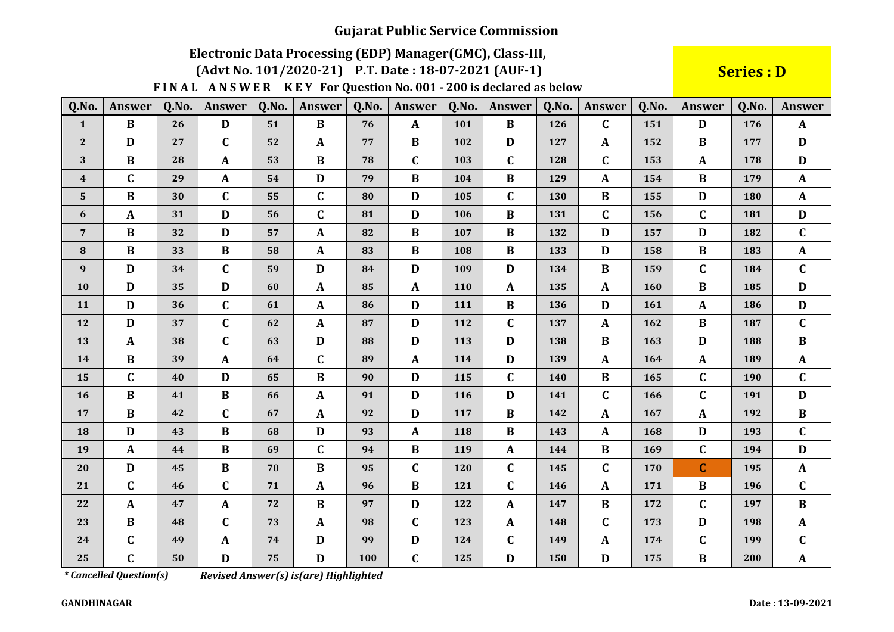# Gujarat Public Service Commission

## Electronic Data Processing (EDP) Manager(GMC), Class-III,
## (Advt No. 101/2020-21) P.T. Date : 18-07-2021 (AUF-1)

**Series : D**

**FINAL ANSWER KEY For Question No. 001 - 200 is declared as below**

| Q.No. | Answer | Q.No. | Answer | Q.No. | Answer | Q.No. | Answer | Q.No. | Answer | Q.No. | Answer | Q.No. | Answer | Q.No. | Answer |
|---|---|---|---|---|---|---|---|---|---|---|---|---|---|---|---|
| 1 | B | 26 | D | 51 | B | 76 | A | 101 | B | 126 | C | 151 | D | 176 | A |
| 2 | D | 27 | C | 52 | A | 77 | B | 102 | D | 127 | A | 152 | B | 177 | D |
| 3 | B | 28 | A | 53 | B | 78 | C | 103 | C | 128 | C | 153 | A | 178 | D |
| 4 | C | 29 | A | 54 | D | 79 | B | 104 | B | 129 | A | 154 | B | 179 | A |
| 5 | B | 30 | C | 55 | C | 80 | D | 105 | C | 130 | B | 155 | D | 180 | A |
| 6 | A | 31 | D | 56 | C | 81 | D | 106 | B | 131 | C | 156 | C | 181 | D |
| 7 | B | 32 | D | 57 | A | 82 | B | 107 | B | 132 | D | 157 | D | 182 | C |
| 8 | B | 33 | B | 58 | A | 83 | B | 108 | B | 133 | D | 158 | B | 183 | A |
| 9 | D | 34 | C | 59 | D | 84 | D | 109 | D | 134 | B | 159 | C | 184 | C |
| 10 | D | 35 | D | 60 | A | 85 | A | 110 | A | 135 | A | 160 | B | 185 | D |
| 11 | D | 36 | C | 61 | A | 86 | D | 111 | B | 136 | D | 161 | A | 186 | D |
| 12 | D | 37 | C | 62 | A | 87 | D | 112 | C | 137 | A | 162 | B | 187 | C |
| 13 | A | 38 | C | 63 | D | 88 | D | 113 | D | 138 | B | 163 | D | 188 | B |
| 14 | B | 39 | A | 64 | C | 89 | A | 114 | D | 139 | A | 164 | A | 189 | A |
| 15 | C | 40 | D | 65 | B | 90 | D | 115 | C | 140 | B | 165 | C | 190 | C |
| 16 | B | 41 | B | 66 | A | 91 | D | 116 | D | 141 | C | 166 | C | 191 | D |
| 17 | B | 42 | C | 67 | A | 92 | D | 117 | B | 142 | A | 167 | A | 192 | B |
| 18 | D | 43 | B | 68 | D | 93 | A | 118 | B | 143 | A | 168 | D | 193 | C |
| 19 | A | 44 | B | 69 | C | 94 | B | 119 | A | 144 | B | 169 | C | 194 | D |
| 20 | D | 45 | B | 70 | B | 95 | C | 120 | C | 145 | C | 170 | C | 195 | A |
| 21 | C | 46 | C | 71 | A | 96 | B | 121 | C | 146 | A | 171 | B | 196 | C |
| 22 | A | 47 | A | 72 | B | 97 | D | 122 | A | 147 | B | 172 | C | 197 | B |
| 23 | B | 48 | C | 73 | A | 98 | C | 123 | A | 148 | C | 173 | D | 198 | A |
| 24 | C | 49 | A | 74 | D | 99 | D | 124 | C | 149 | A | 174 | C | 199 | C |
| 25 | C | 50 | D | 75 | D | 100 | C | 125 | D | 150 | D | 175 | B | 200 | A |

*\* Cancelled Question(s)* *Revised Answer(s) is(are) Highlighted*

**GANDHINAGAR** **Date : 13-09-2021**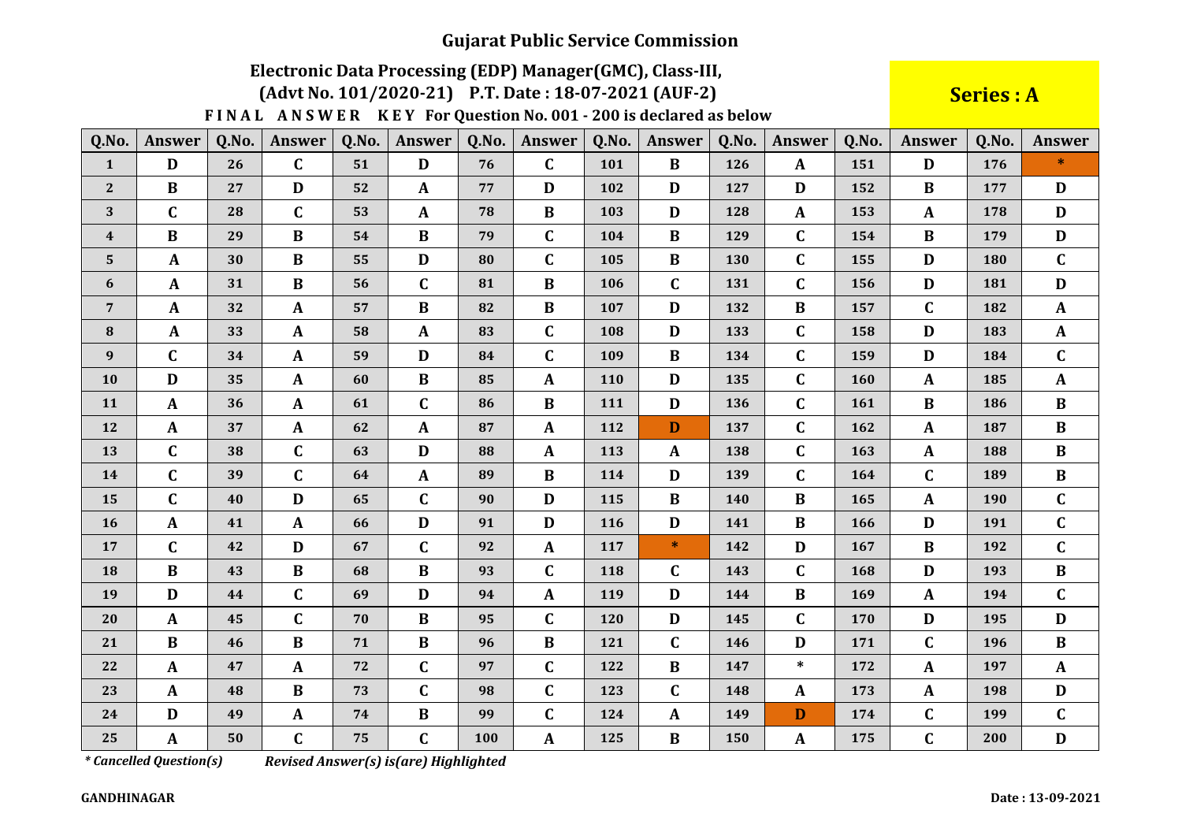# Gujarat Public Service Commission

## Electronic Data Processing (EDP) Manager(GMC), Class-III,

### (Advt No. 101/2020-21) P.T. Date : 18-07-2021 (AUF-2)

**Series : A**

**FINAL ANSWER KEY For Question No. 001 - 200 is declared as below**

| Q.No. | Answer | Q.No. | Answer | Q.No. | Answer | Q.No. | Answer | Q.No. | Answer | Q.No. | Answer | Q.No. | Answer | Q.No. | Answer |
|---|---|---|---|---|---|---|---|---|---|---|---|---|---|---|---|
| 1 | D | 26 | C | 51 | D | 76 | C | 101 | B | 126 | A | 151 | D | 176 | * |
| 2 | B | 27 | D | 52 | A | 77 | D | 102 | D | 127 | D | 152 | B | 177 | D |
| 3 | C | 28 | C | 53 | A | 78 | B | 103 | D | 128 | A | 153 | A | 178 | D |
| 4 | B | 29 | B | 54 | B | 79 | C | 104 | B | 129 | C | 154 | B | 179 | D |
| 5 | A | 30 | B | 55 | D | 80 | C | 105 | B | 130 | C | 155 | D | 180 | C |
| 6 | A | 31 | B | 56 | C | 81 | B | 106 | C | 131 | C | 156 | D | 181 | D |
| 7 | A | 32 | A | 57 | B | 82 | B | 107 | D | 132 | B | 157 | C | 182 | A |
| 8 | A | 33 | A | 58 | A | 83 | C | 108 | D | 133 | C | 158 | D | 183 | A |
| 9 | C | 34 | A | 59 | D | 84 | C | 109 | B | 134 | C | 159 | D | 184 | C |
| 10 | D | 35 | A | 60 | B | 85 | A | 110 | D | 135 | C | 160 | A | 185 | A |
| 11 | A | 36 | A | 61 | C | 86 | B | 111 | D | 136 | C | 161 | B | 186 | B |
| 12 | A | 37 | A | 62 | A | 87 | A | 112 | D | 137 | C | 162 | A | 187 | B |
| 13 | C | 38 | C | 63 | D | 88 | A | 113 | A | 138 | C | 163 | A | 188 | B |
| 14 | C | 39 | C | 64 | A | 89 | B | 114 | D | 139 | C | 164 | C | 189 | B |
| 15 | C | 40 | D | 65 | C | 90 | D | 115 | B | 140 | B | 165 | A | 190 | C |
| 16 | A | 41 | A | 66 | D | 91 | D | 116 | D | 141 | B | 166 | D | 191 | C |
| 17 | C | 42 | D | 67 | C | 92 | A | 117 | * | 142 | D | 167 | B | 192 | C |
| 18 | B | 43 | B | 68 | B | 93 | C | 118 | C | 143 | C | 168 | D | 193 | B |
| 19 | D | 44 | C | 69 | D | 94 | A | 119 | D | 144 | B | 169 | A | 194 | C |
| 20 | A | 45 | C | 70 | B | 95 | C | 120 | D | 145 | C | 170 | D | 195 | D |
| 21 | B | 46 | B | 71 | B | 96 | B | 121 | C | 146 | D | 171 | C | 196 | B |
| 22 | A | 47 | A | 72 | C | 97 | C | 122 | B | 147 | * | 172 | A | 197 | A |
| 23 | A | 48 | B | 73 | C | 98 | C | 123 | C | 148 | A | 173 | A | 198 | D |
| 24 | D | 49 | A | 74 | B | 99 | C | 124 | A | 149 | D | 174 | C | 199 | C |
| 25 | A | 50 | C | 75 | C | 100 | A | 125 | B | 150 | A | 175 | C | 200 | D |

*\* Cancelled Question(s)*  *Revised Answer(s) is(are) Highlighted*

**GANDHINAGAR**

**Date : 13-09-2021**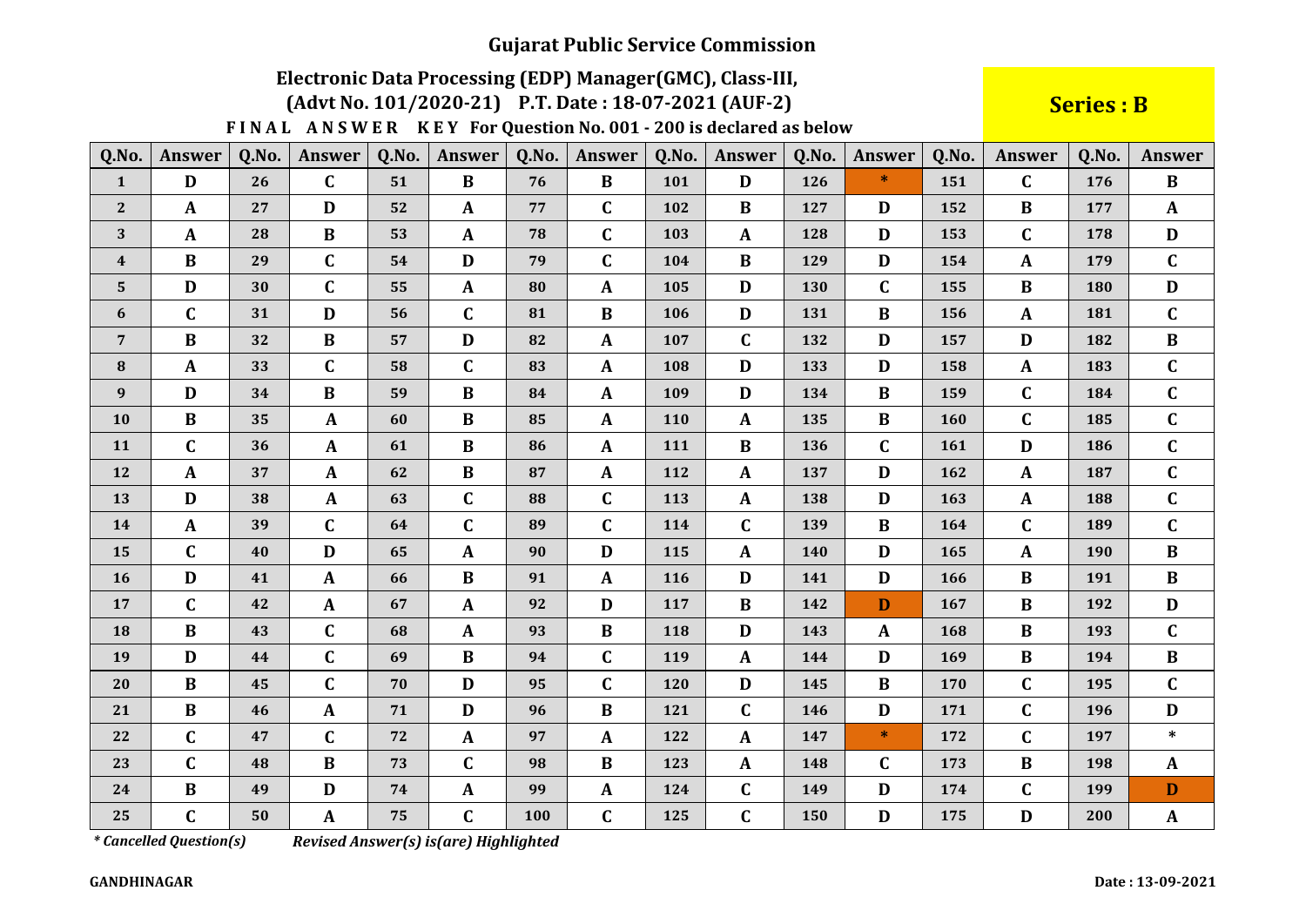# Gujarat Public Service Commission

## Electronic Data Processing (EDP) Manager(GMC), Class-III, (Advt No. 101/2020-21) P.T. Date : 18-07-2021 (AUF-2)

**Series : B**

**FINAL ANSWER KEY For Question No. 001 - 200 is declared as below**

| Q.No. | Answer | Q.No. | Answer | Q.No. | Answer | Q.No. | Answer | Q.No. | Answer | Q.No. | Answer | Q.No. | Answer | Q.No. | Answer |
|---|---|---|---|---|---|---|---|---|---|---|---|---|---|---|---|
| 1 | D | 26 | C | 51 | B | 76 | B | 101 | D | 126 | * | 151 | C | 176 | B |
| 2 | A | 27 | D | 52 | A | 77 | C | 102 | B | 127 | D | 152 | B | 177 | A |
| 3 | A | 28 | B | 53 | A | 78 | C | 103 | A | 128 | D | 153 | C | 178 | D |
| 4 | B | 29 | C | 54 | D | 79 | C | 104 | B | 129 | D | 154 | A | 179 | C |
| 5 | D | 30 | C | 55 | A | 80 | A | 105 | D | 130 | C | 155 | B | 180 | D |
| 6 | C | 31 | D | 56 | C | 81 | B | 106 | D | 131 | B | 156 | A | 181 | C |
| 7 | B | 32 | B | 57 | D | 82 | A | 107 | C | 132 | D | 157 | D | 182 | B |
| 8 | A | 33 | C | 58 | C | 83 | A | 108 | D | 133 | D | 158 | A | 183 | C |
| 9 | D | 34 | B | 59 | B | 84 | A | 109 | D | 134 | B | 159 | C | 184 | C |
| 10 | B | 35 | A | 60 | B | 85 | A | 110 | A | 135 | B | 160 | C | 185 | C |
| 11 | C | 36 | A | 61 | B | 86 | A | 111 | B | 136 | C | 161 | D | 186 | C |
| 12 | A | 37 | A | 62 | B | 87 | A | 112 | A | 137 | D | 162 | A | 187 | C |
| 13 | D | 38 | A | 63 | C | 88 | C | 113 | A | 138 | D | 163 | A | 188 | C |
| 14 | A | 39 | C | 64 | C | 89 | C | 114 | C | 139 | B | 164 | C | 189 | C |
| 15 | C | 40 | D | 65 | A | 90 | D | 115 | A | 140 | D | 165 | A | 190 | B |
| 16 | D | 41 | A | 66 | B | 91 | A | 116 | D | 141 | D | 166 | B | 191 | B |
| 17 | C | 42 | A | 67 | A | 92 | D | 117 | B | 142 | D | 167 | B | 192 | D |
| 18 | B | 43 | C | 68 | A | 93 | B | 118 | D | 143 | A | 168 | B | 193 | C |
| 19 | D | 44 | C | 69 | B | 94 | C | 119 | A | 144 | D | 169 | B | 194 | B |
| 20 | B | 45 | C | 70 | D | 95 | C | 120 | D | 145 | B | 170 | C | 195 | C |
| 21 | B | 46 | A | 71 | D | 96 | B | 121 | C | 146 | D | 171 | C | 196 | D |
| 22 | C | 47 | C | 72 | A | 97 | A | 122 | A | 147 | * | 172 | C | 197 | * |
| 23 | C | 48 | B | 73 | C | 98 | B | 123 | A | 148 | C | 173 | B | 198 | A |
| 24 | B | 49 | D | 74 | A | 99 | A | 124 | C | 149 | D | 174 | C | 199 | D |
| 25 | C | 50 | A | 75 | C | 100 | C | 125 | C | 150 | D | 175 | D | 200 | A |

*\* Cancelled Question(s)*  *Revised Answer(s) is(are) Highlighted*

**GANDHINAGAR**  **Date : 13-09-2021**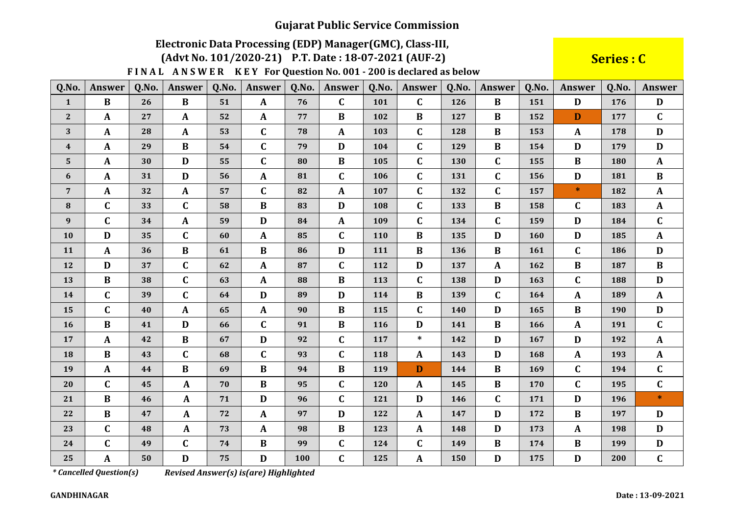# Gujarat Public Service Commission

## Electronic Data Processing (EDP) Manager(GMC), Class-III,

### (Advt No. 101/2020-21) P.T. Date : 18-07-2021 (AUF-2)

**Series : C**

**FINAL ANSWER KEY For Question No. 001 - 200 is declared as below**

| Q.No. | Answer | Q.No. | Answer | Q.No. | Answer | Q.No. | Answer | Q.No. | Answer | Q.No. | Answer | Q.No. | Answer | Q.No. | Answer |
|---|---|---|---|---|---|---|---|---|---|---|---|---|---|---|---|
| 1 | B | 26 | B | 51 | A | 76 | C | 101 | C | 126 | B | 151 | D | 176 | D |
| 2 | A | 27 | A | 52 | A | 77 | B | 102 | B | 127 | B | 152 | D | 177 | C |
| 3 | A | 28 | A | 53 | C | 78 | A | 103 | C | 128 | B | 153 | A | 178 | D |
| 4 | A | 29 | B | 54 | C | 79 | D | 104 | C | 129 | B | 154 | D | 179 | D |
| 5 | A | 30 | D | 55 | C | 80 | B | 105 | C | 130 | C | 155 | B | 180 | A |
| 6 | A | 31 | D | 56 | A | 81 | C | 106 | C | 131 | C | 156 | D | 181 | B |
| 7 | A | 32 | A | 57 | C | 82 | A | 107 | C | 132 | C | 157 | * | 182 | A |
| 8 | C | 33 | C | 58 | B | 83 | D | 108 | C | 133 | B | 158 | C | 183 | A |
| 9 | C | 34 | A | 59 | D | 84 | A | 109 | C | 134 | C | 159 | D | 184 | C |
| 10 | D | 35 | C | 60 | A | 85 | C | 110 | B | 135 | D | 160 | D | 185 | A |
| 11 | A | 36 | B | 61 | B | 86 | D | 111 | B | 136 | B | 161 | C | 186 | D |
| 12 | D | 37 | C | 62 | A | 87 | C | 112 | D | 137 | A | 162 | B | 187 | B |
| 13 | B | 38 | C | 63 | A | 88 | B | 113 | C | 138 | D | 163 | C | 188 | D |
| 14 | C | 39 | C | 64 | D | 89 | D | 114 | B | 139 | C | 164 | A | 189 | A |
| 15 | C | 40 | A | 65 | A | 90 | B | 115 | C | 140 | D | 165 | B | 190 | D |
| 16 | B | 41 | D | 66 | C | 91 | B | 116 | D | 141 | B | 166 | A | 191 | C |
| 17 | A | 42 | B | 67 | D | 92 | C | 117 | * | 142 | D | 167 | D | 192 | A |
| 18 | B | 43 | C | 68 | C | 93 | C | 118 | A | 143 | D | 168 | A | 193 | A |
| 19 | A | 44 | B | 69 | B | 94 | B | 119 | D | 144 | B | 169 | C | 194 | C |
| 20 | C | 45 | A | 70 | B | 95 | C | 120 | A | 145 | B | 170 | C | 195 | C |
| 21 | B | 46 | A | 71 | D | 96 | C | 121 | D | 146 | C | 171 | D | 196 | * |
| 22 | B | 47 | A | 72 | A | 97 | D | 122 | A | 147 | D | 172 | B | 197 | D |
| 23 | C | 48 | A | 73 | A | 98 | B | 123 | A | 148 | D | 173 | A | 198 | D |
| 24 | C | 49 | C | 74 | B | 99 | C | 124 | C | 149 | B | 174 | B | 199 | D |
| 25 | A | 50 | D | 75 | D | 100 | C | 125 | A | 150 | D | 175 | D | 200 | C |

*\* Cancelled Question(s)*     ***Revised Answer(s) is(are) Highlighted***

**GANDHINAGAR**

**Date : 13-09-2021**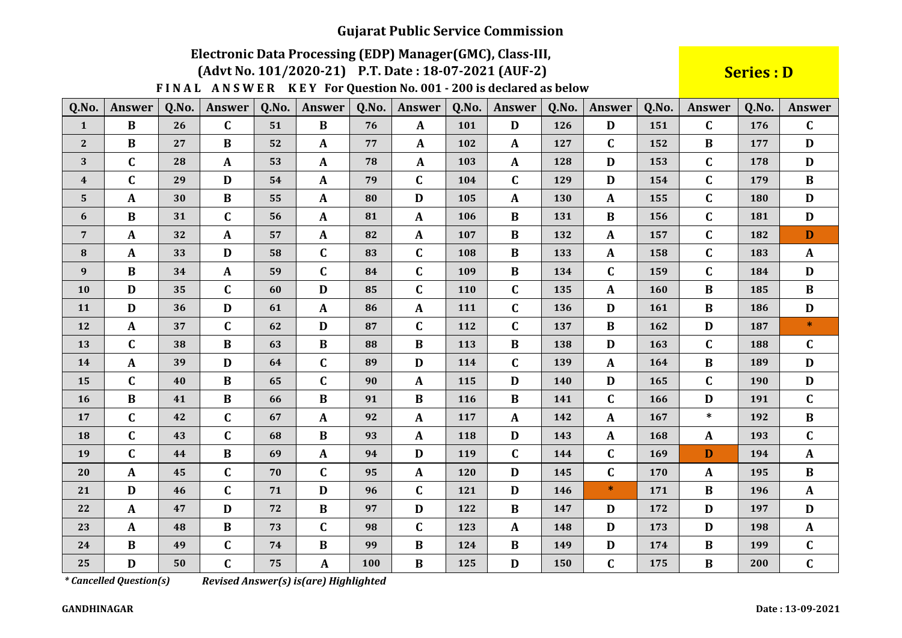# Gujarat Public Service Commission

## Electronic Data Processing (EDP) Manager(GMC), Class-III,

### (Advt No. 101/2020-21) P.T. Date : 18-07-2021 (AUF-2)

**Series : D**

**FINAL ANSWER KEY For Question No. 001 - 200 is declared as below**

| Q.No. | Answer | Q.No. | Answer | Q.No. | Answer | Q.No. | Answer | Q.No. | Answer | Q.No. | Answer | Q.No. | Answer | Q.No. | Answer |
|---|---|---|---|---|---|---|---|---|---|---|---|---|---|---|---|
| 1 | B | 26 | C | 51 | B | 76 | A | 101 | D | 126 | D | 151 | C | 176 | C |
| 2 | B | 27 | B | 52 | A | 77 | A | 102 | A | 127 | C | 152 | B | 177 | D |
| 3 | C | 28 | A | 53 | A | 78 | A | 103 | A | 128 | D | 153 | C | 178 | D |
| 4 | C | 29 | D | 54 | A | 79 | C | 104 | C | 129 | D | 154 | C | 179 | B |
| 5 | A | 30 | B | 55 | A | 80 | D | 105 | A | 130 | A | 155 | C | 180 | D |
| 6 | B | 31 | C | 56 | A | 81 | A | 106 | B | 131 | B | 156 | C | 181 | D |
| 7 | A | 32 | A | 57 | A | 82 | A | 107 | B | 132 | A | 157 | C | 182 | D |
| 8 | A | 33 | D | 58 | C | 83 | C | 108 | B | 133 | A | 158 | C | 183 | A |
| 9 | B | 34 | A | 59 | C | 84 | C | 109 | B | 134 | C | 159 | C | 184 | D |
| 10 | D | 35 | C | 60 | D | 85 | C | 110 | C | 135 | A | 160 | B | 185 | B |
| 11 | D | 36 | D | 61 | A | 86 | A | 111 | C | 136 | D | 161 | B | 186 | D |
| 12 | A | 37 | C | 62 | D | 87 | C | 112 | C | 137 | B | 162 | D | 187 | * |
| 13 | C | 38 | B | 63 | B | 88 | B | 113 | B | 138 | D | 163 | C | 188 | C |
| 14 | A | 39 | D | 64 | C | 89 | D | 114 | C | 139 | A | 164 | B | 189 | D |
| 15 | C | 40 | B | 65 | C | 90 | A | 115 | D | 140 | D | 165 | C | 190 | D |
| 16 | B | 41 | B | 66 | B | 91 | B | 116 | B | 141 | C | 166 | D | 191 | C |
| 17 | C | 42 | C | 67 | A | 92 | A | 117 | A | 142 | A | 167 | * | 192 | B |
| 18 | C | 43 | C | 68 | B | 93 | A | 118 | D | 143 | A | 168 | A | 193 | C |
| 19 | C | 44 | B | 69 | A | 94 | D | 119 | C | 144 | C | 169 | D | 194 | A |
| 20 | A | 45 | C | 70 | C | 95 | A | 120 | D | 145 | C | 170 | A | 195 | B |
| 21 | D | 46 | C | 71 | D | 96 | C | 121 | D | 146 | * | 171 | B | 196 | A |
| 22 | A | 47 | D | 72 | B | 97 | D | 122 | B | 147 | D | 172 | D | 197 | D |
| 23 | A | 48 | B | 73 | C | 98 | C | 123 | A | 148 | D | 173 | D | 198 | A |
| 24 | B | 49 | C | 74 | B | 99 | B | 124 | B | 149 | D | 174 | B | 199 | C |
| 25 | D | 50 | C | 75 | A | 100 | B | 125 | D | 150 | C | 175 | B | 200 | C |

*\* Cancelled Question(s)*   *Revised Answer(s) is(are) Highlighted*

**GANDHINAGAR**

**Date : 13-09-2021**